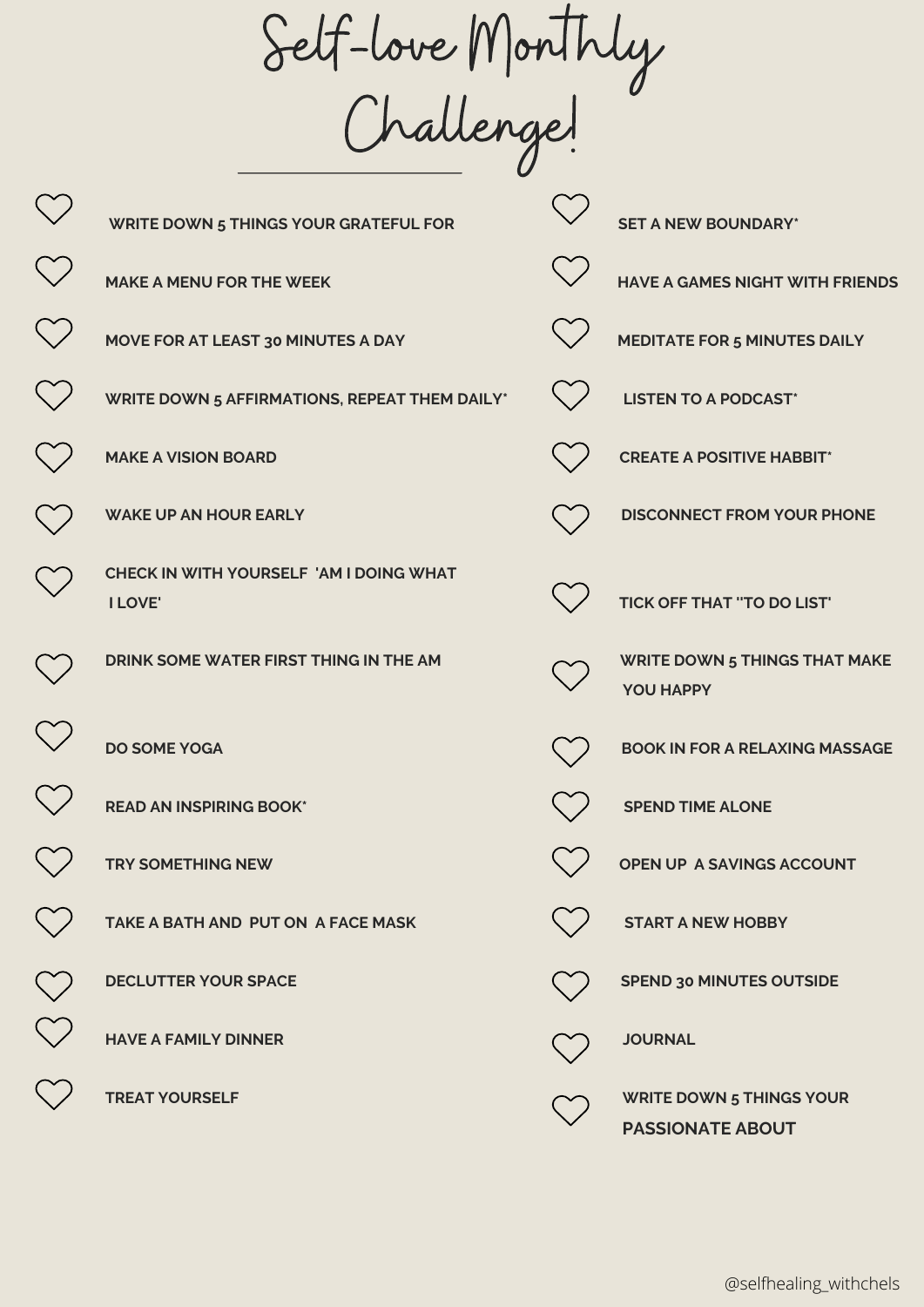# Self-love Monthly Challenge!

- ♡ WRITE DOWN 5 THINGS YOUR GRATEFUL FOR
- ♡ MAKE A MENU FOR THE WEEK
- ♡ MOVE FOR AT LEAST 30 MINUTES A DAY
- ♡ WRITE DOWN 5 AFFIRMATIONS, REPEAT THEM DAILY*
- ♡ MAKE A VISION BOARD
- ♡ WAKE UP AN HOUR EARLY
- ♡ CHECK IN WITH YOURSELF 'AM I DOING WHAT I LOVE'
- ♡ DRINK SOME WATER FIRST THING IN THE AM
- ♡ DO SOME YOGA
- ♡ READ AN INSPIRING BOOK*
- ♡ TRY SOMETHING NEW
- ♡ TAKE A BATH AND PUT ON A FACE MASK
- ♡ DECLUTTER YOUR SPACE
- ♡ HAVE A FAMILY DINNER
- ♡ TREAT YOURSELF
- ♡ SET A NEW BOUNDARY*
- ♡ HAVE A GAMES NIGHT WITH FRIENDS
- ♡ MEDITATE FOR 5 MINUTES DAILY
- ♡ LISTEN TO A PODCAST*
- ♡ CREATE A POSITIVE HABBIT*
- ♡ DISCONNECT FROM YOUR PHONE
- ♡ TICK OFF THAT ''TO DO LIST'
- ♡ WRITE DOWN 5 THINGS THAT MAKE YOU HAPPY
- ♡ BOOK IN FOR A RELAXING MASSAGE
- ♡ SPEND TIME ALONE
- ♡ OPEN UP A SAVINGS ACCOUNT
- ♡ START A NEW HOBBY
- ♡ SPEND 30 MINUTES OUTSIDE
- ♡ JOURNAL
- ♡ WRITE DOWN 5 THINGS YOUR PASSIONATE ABOUT

@selfhealing_withchels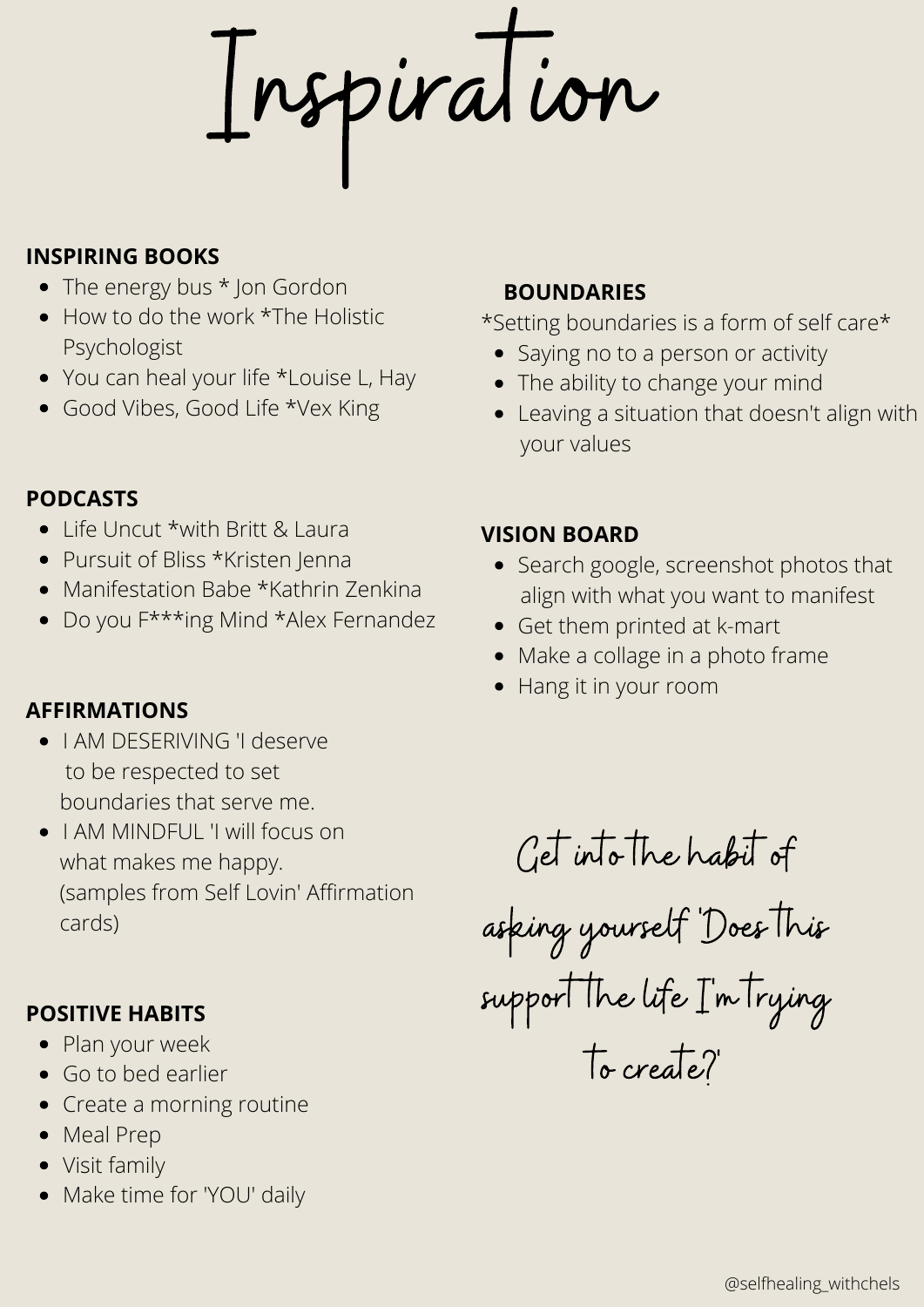# Inspiration

**INSPIRING BOOKS**

- The energy bus * Jon Gordon
- How to do the work *The Holistic Psychologist
- You can heal your life *Louise L, Hay
- Good Vibes, Good Life *Vex King

**PODCASTS**

- Life Uncut *with Britt & Laura
- Pursuit of Bliss *Kristen Jenna
- Manifestation Babe *Kathrin Zenkina
- Do you F***ing Mind *Alex Fernandez

**AFFIRMATIONS**

- I AM DESERIVING 'I deserve to be respected to set boundaries that serve me.
- I AM MINDFUL 'I will focus on what makes me happy. (samples from Self Lovin' Affirmation cards)

**POSITIVE HABITS**

- Plan your week
- Go to bed earlier
- Create a morning routine
- Meal Prep
- Visit family
- Make time for 'YOU' daily

**BOUNDARIES**

*Setting boundaries is a form of self care*

- Saying no to a person or activity
- The ability to change your mind
- Leaving a situation that doesn't align with your values

**VISION BOARD**

- Search google, screenshot photos that align with what you want to manifest
- Get them printed at k-mart
- Make a collage in a photo frame
- Hang it in your room

*Get into the habit of asking yourself 'Does this support the life I'm trying to create?'*

@selfhealing_withchels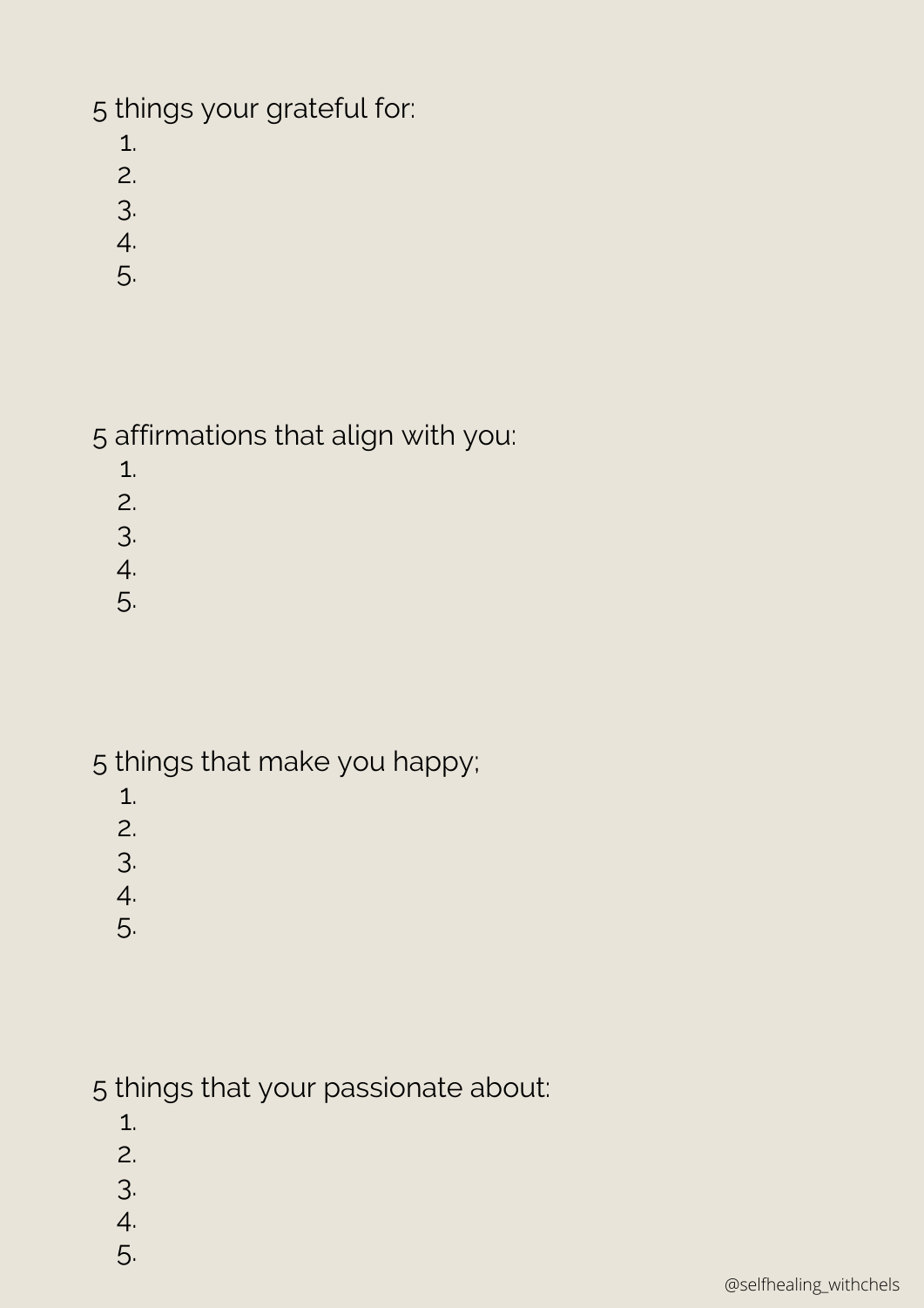5 things your grateful for:

1.
2.
3.
4.
5.

5 affirmations that align with you:

1.
2.
3.
4.
5.

5 things that make you happy;

1.
2.
3.
4.
5.

5 things that your passionate about:

1.
2.
3.
4.
5.